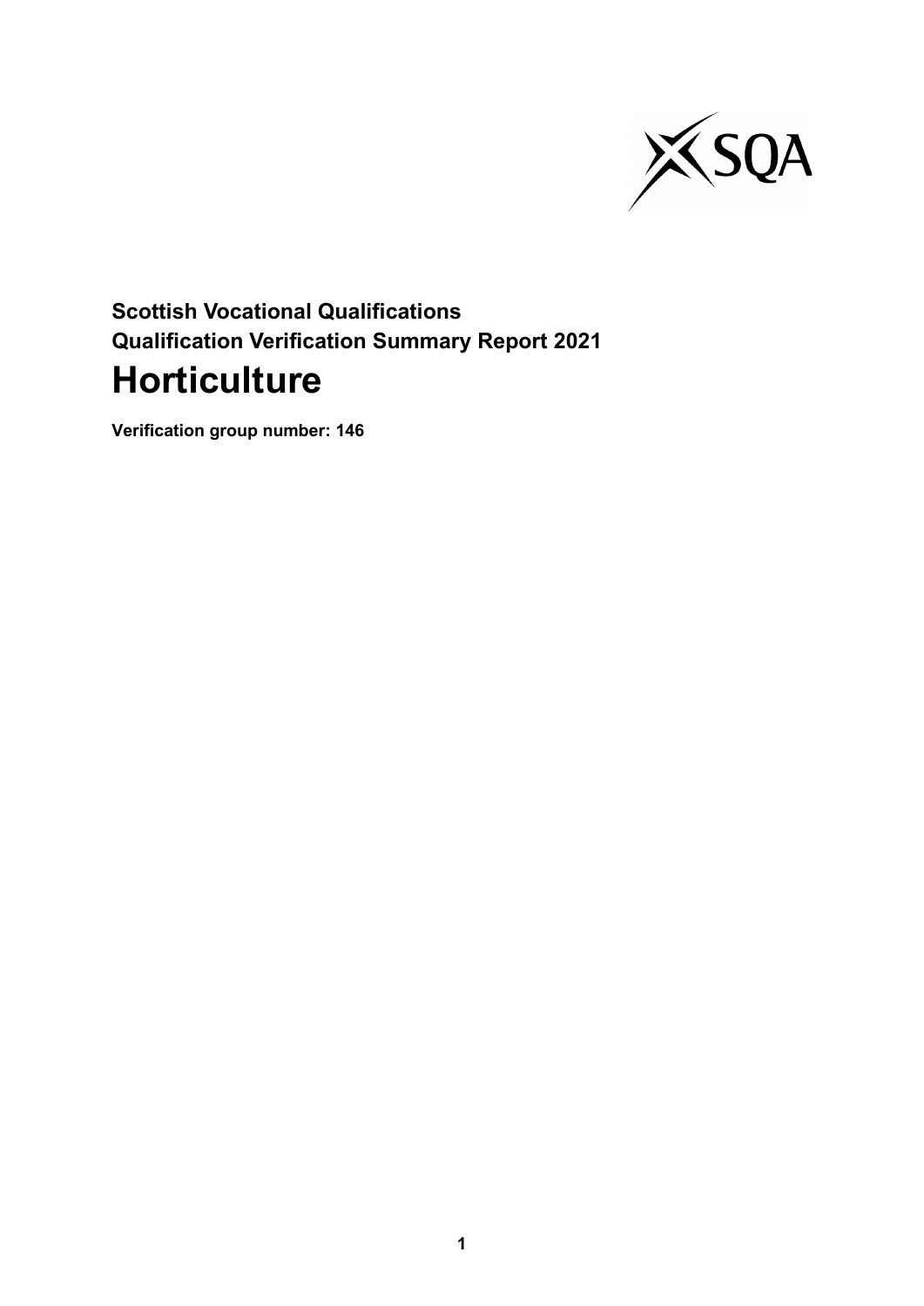**Scottish Vocational Qualifications**
**Qualification Verification Summary Report 2021**

# Horticulture

**Verification group number: 146**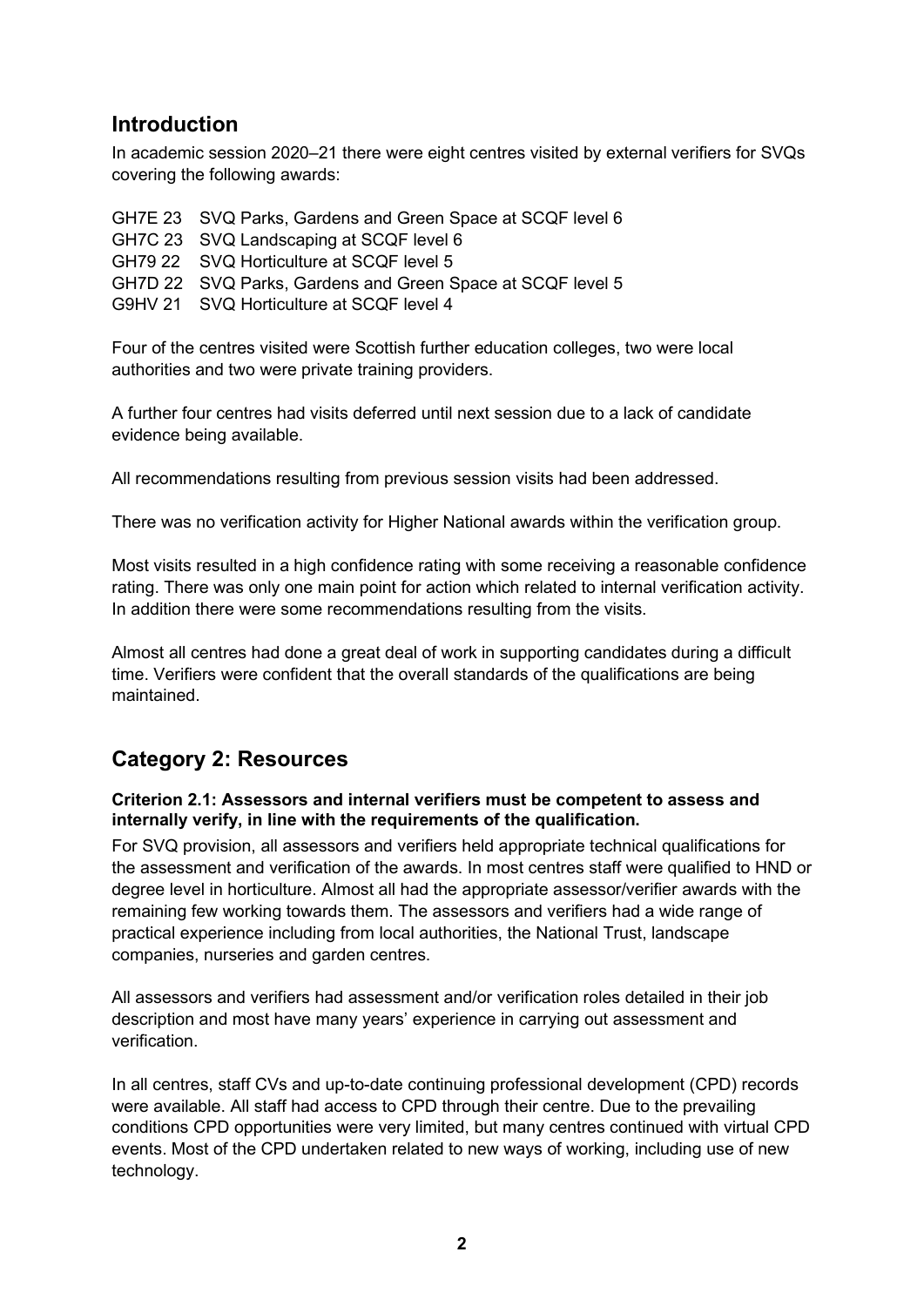## Introduction

In academic session 2020–21 there were eight centres visited by external verifiers for SVQs covering the following awards:

GH7E 23 SVQ Parks, Gardens and Green Space at SCQF level 6
GH7C 23 SVQ Landscaping at SCQF level 6
GH79 22 SVQ Horticulture at SCQF level 5
GH7D 22 SVQ Parks, Gardens and Green Space at SCQF level 5
G9HV 21 SVQ Horticulture at SCQF level 4

Four of the centres visited were Scottish further education colleges, two were local authorities and two were private training providers.

A further four centres had visits deferred until next session due to a lack of candidate evidence being available.

All recommendations resulting from previous session visits had been addressed.

There was no verification activity for Higher National awards within the verification group.

Most visits resulted in a high confidence rating with some receiving a reasonable confidence rating. There was only one main point for action which related to internal verification activity. In addition there were some recommendations resulting from the visits.

Almost all centres had done a great deal of work in supporting candidates during a difficult time. Verifiers were confident that the overall standards of the qualifications are being maintained.

## Category 2: Resources

**Criterion 2.1: Assessors and internal verifiers must be competent to assess and internally verify, in line with the requirements of the qualification.**

For SVQ provision, all assessors and verifiers held appropriate technical qualifications for the assessment and verification of the awards. In most centres staff were qualified to HND or degree level in horticulture. Almost all had the appropriate assessor/verifier awards with the remaining few working towards them. The assessors and verifiers had a wide range of practical experience including from local authorities, the National Trust, landscape companies, nurseries and garden centres.

All assessors and verifiers had assessment and/or verification roles detailed in their job description and most have many years' experience in carrying out assessment and verification.

In all centres, staff CVs and up-to-date continuing professional development (CPD) records were available. All staff had access to CPD through their centre. Due to the prevailing conditions CPD opportunities were very limited, but many centres continued with virtual CPD events. Most of the CPD undertaken related to new ways of working, including use of new technology.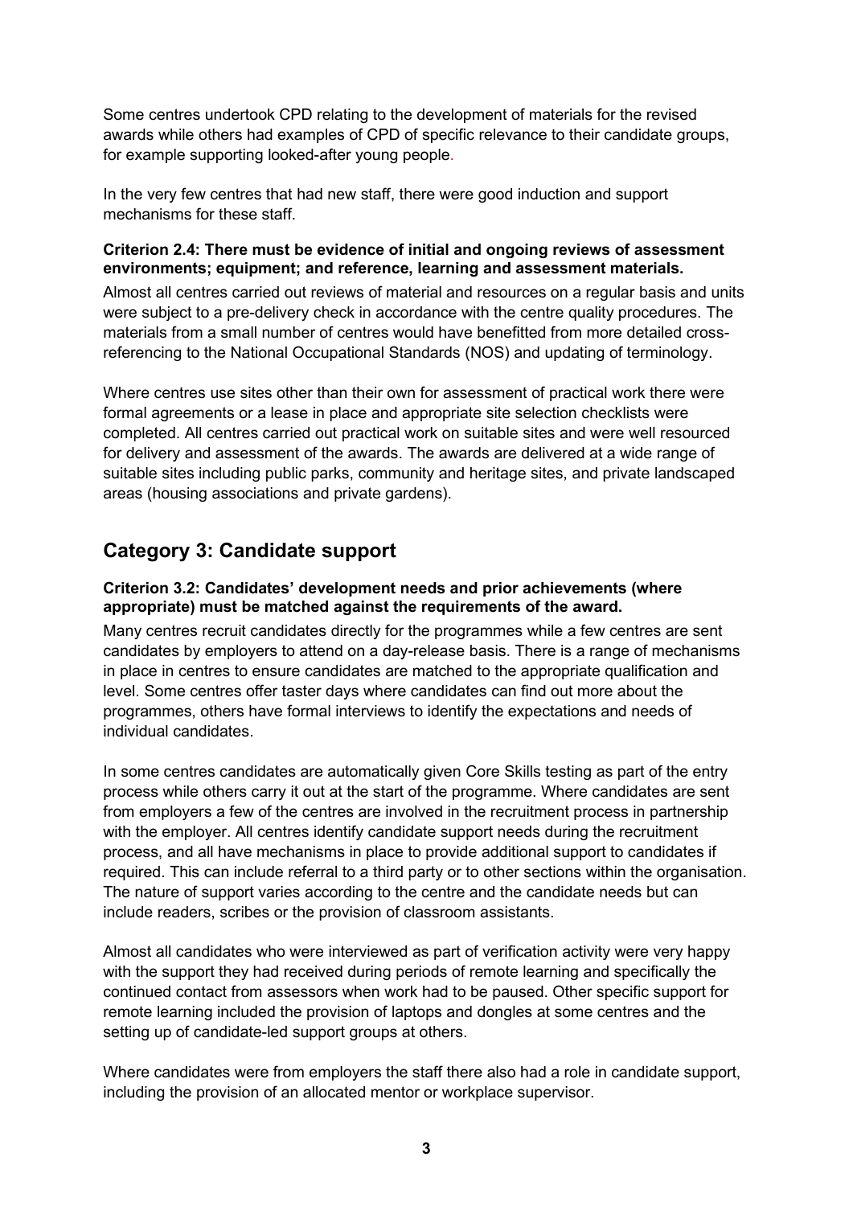Some centres undertook CPD relating to the development of materials for the revised awards while others had examples of CPD of specific relevance to their candidate groups, for example supporting looked-after young people.

In the very few centres that had new staff, there were good induction and support mechanisms for these staff.

**Criterion 2.4: There must be evidence of initial and ongoing reviews of assessment environments; equipment; and reference, learning and assessment materials.**

Almost all centres carried out reviews of material and resources on a regular basis and units were subject to a pre-delivery check in accordance with the centre quality procedures. The materials from a small number of centres would have benefitted from more detailed cross-referencing to the National Occupational Standards (NOS) and updating of terminology.

Where centres use sites other than their own for assessment of practical work there were formal agreements or a lease in place and appropriate site selection checklists were completed. All centres carried out practical work on suitable sites and were well resourced for delivery and assessment of the awards. The awards are delivered at a wide range of suitable sites including public parks, community and heritage sites, and private landscaped areas (housing associations and private gardens).

## Category 3: Candidate support

**Criterion 3.2: Candidates' development needs and prior achievements (where appropriate) must be matched against the requirements of the award.**

Many centres recruit candidates directly for the programmes while a few centres are sent candidates by employers to attend on a day-release basis. There is a range of mechanisms in place in centres to ensure candidates are matched to the appropriate qualification and level. Some centres offer taster days where candidates can find out more about the programmes, others have formal interviews to identify the expectations and needs of individual candidates.

In some centres candidates are automatically given Core Skills testing as part of the entry process while others carry it out at the start of the programme. Where candidates are sent from employers a few of the centres are involved in the recruitment process in partnership with the employer. All centres identify candidate support needs during the recruitment process, and all have mechanisms in place to provide additional support to candidates if required. This can include referral to a third party or to other sections within the organisation. The nature of support varies according to the centre and the candidate needs but can include readers, scribes or the provision of classroom assistants.

Almost all candidates who were interviewed as part of verification activity were very happy with the support they had received during periods of remote learning and specifically the continued contact from assessors when work had to be paused. Other specific support for remote learning included the provision of laptops and dongles at some centres and the setting up of candidate-led support groups at others.

Where candidates were from employers the staff there also had a role in candidate support, including the provision of an allocated mentor or workplace supervisor.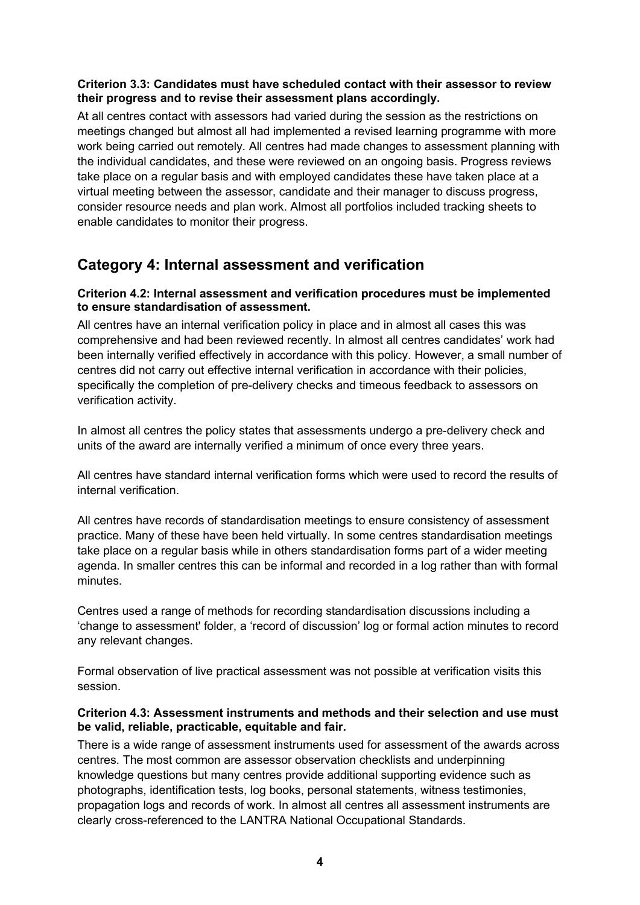**Criterion 3.3: Candidates must have scheduled contact with their assessor to review their progress and to revise their assessment plans accordingly.**

At all centres contact with assessors had varied during the session as the restrictions on meetings changed but almost all had implemented a revised learning programme with more work being carried out remotely. All centres had made changes to assessment planning with the individual candidates, and these were reviewed on an ongoing basis. Progress reviews take place on a regular basis and with employed candidates these have taken place at a virtual meeting between the assessor, candidate and their manager to discuss progress, consider resource needs and plan work. Almost all portfolios included tracking sheets to enable candidates to monitor their progress.

## Category 4: Internal assessment and verification

**Criterion 4.2: Internal assessment and verification procedures must be implemented to ensure standardisation of assessment.**

All centres have an internal verification policy in place and in almost all cases this was comprehensive and had been reviewed recently. In almost all centres candidates' work had been internally verified effectively in accordance with this policy. However, a small number of centres did not carry out effective internal verification in accordance with their policies, specifically the completion of pre-delivery checks and timeous feedback to assessors on verification activity.

In almost all centres the policy states that assessments undergo a pre-delivery check and units of the award are internally verified a minimum of once every three years.

All centres have standard internal verification forms which were used to record the results of internal verification.

All centres have records of standardisation meetings to ensure consistency of assessment practice. Many of these have been held virtually. In some centres standardisation meetings take place on a regular basis while in others standardisation forms part of a wider meeting agenda. In smaller centres this can be informal and recorded in a log rather than with formal minutes.

Centres used a range of methods for recording standardisation discussions including a 'change to assessment' folder, a 'record of discussion' log or formal action minutes to record any relevant changes.

Formal observation of live practical assessment was not possible at verification visits this session.

**Criterion 4.3: Assessment instruments and methods and their selection and use must be valid, reliable, practicable, equitable and fair.**

There is a wide range of assessment instruments used for assessment of the awards across centres. The most common are assessor observation checklists and underpinning knowledge questions but many centres provide additional supporting evidence such as photographs, identification tests, log books, personal statements, witness testimonies, propagation logs and records of work. In almost all centres all assessment instruments are clearly cross-referenced to the LANTRA National Occupational Standards.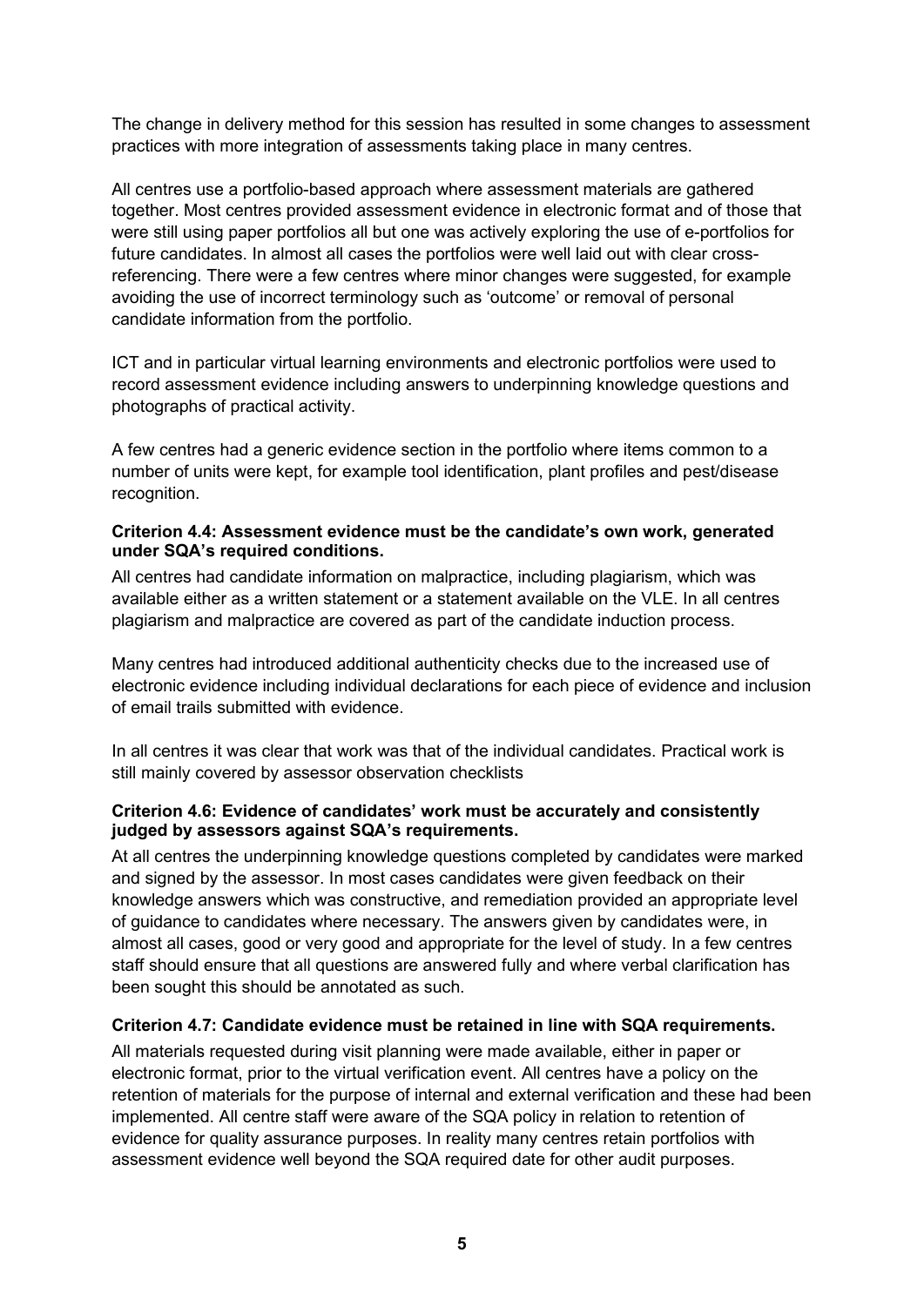The change in delivery method for this session has resulted in some changes to assessment practices with more integration of assessments taking place in many centres.

All centres use a portfolio-based approach where assessment materials are gathered together. Most centres provided assessment evidence in electronic format and of those that were still using paper portfolios all but one was actively exploring the use of e-portfolios for future candidates. In almost all cases the portfolios were well laid out with clear cross-referencing. There were a few centres where minor changes were suggested, for example avoiding the use of incorrect terminology such as 'outcome' or removal of personal candidate information from the portfolio.

ICT and in particular virtual learning environments and electronic portfolios were used to record assessment evidence including answers to underpinning knowledge questions and photographs of practical activity.

A few centres had a generic evidence section in the portfolio where items common to a number of units were kept, for example tool identification, plant profiles and pest/disease recognition.

**Criterion 4.4: Assessment evidence must be the candidate's own work, generated under SQA's required conditions.**

All centres had candidate information on malpractice, including plagiarism, which was available either as a written statement or a statement available on the VLE. In all centres plagiarism and malpractice are covered as part of the candidate induction process.

Many centres had introduced additional authenticity checks due to the increased use of electronic evidence including individual declarations for each piece of evidence and inclusion of email trails submitted with evidence.

In all centres it was clear that work was that of the individual candidates. Practical work is still mainly covered by assessor observation checklists

**Criterion 4.6: Evidence of candidates' work must be accurately and consistently judged by assessors against SQA's requirements.**

At all centres the underpinning knowledge questions completed by candidates were marked and signed by the assessor. In most cases candidates were given feedback on their knowledge answers which was constructive, and remediation provided an appropriate level of guidance to candidates where necessary. The answers given by candidates were, in almost all cases, good or very good and appropriate for the level of study. In a few centres staff should ensure that all questions are answered fully and where verbal clarification has been sought this should be annotated as such.

**Criterion 4.7: Candidate evidence must be retained in line with SQA requirements.**

All materials requested during visit planning were made available, either in paper or electronic format, prior to the virtual verification event. All centres have a policy on the retention of materials for the purpose of internal and external verification and these had been implemented. All centre staff were aware of the SQA policy in relation to retention of evidence for quality assurance purposes. In reality many centres retain portfolios with assessment evidence well beyond the SQA required date for other audit purposes.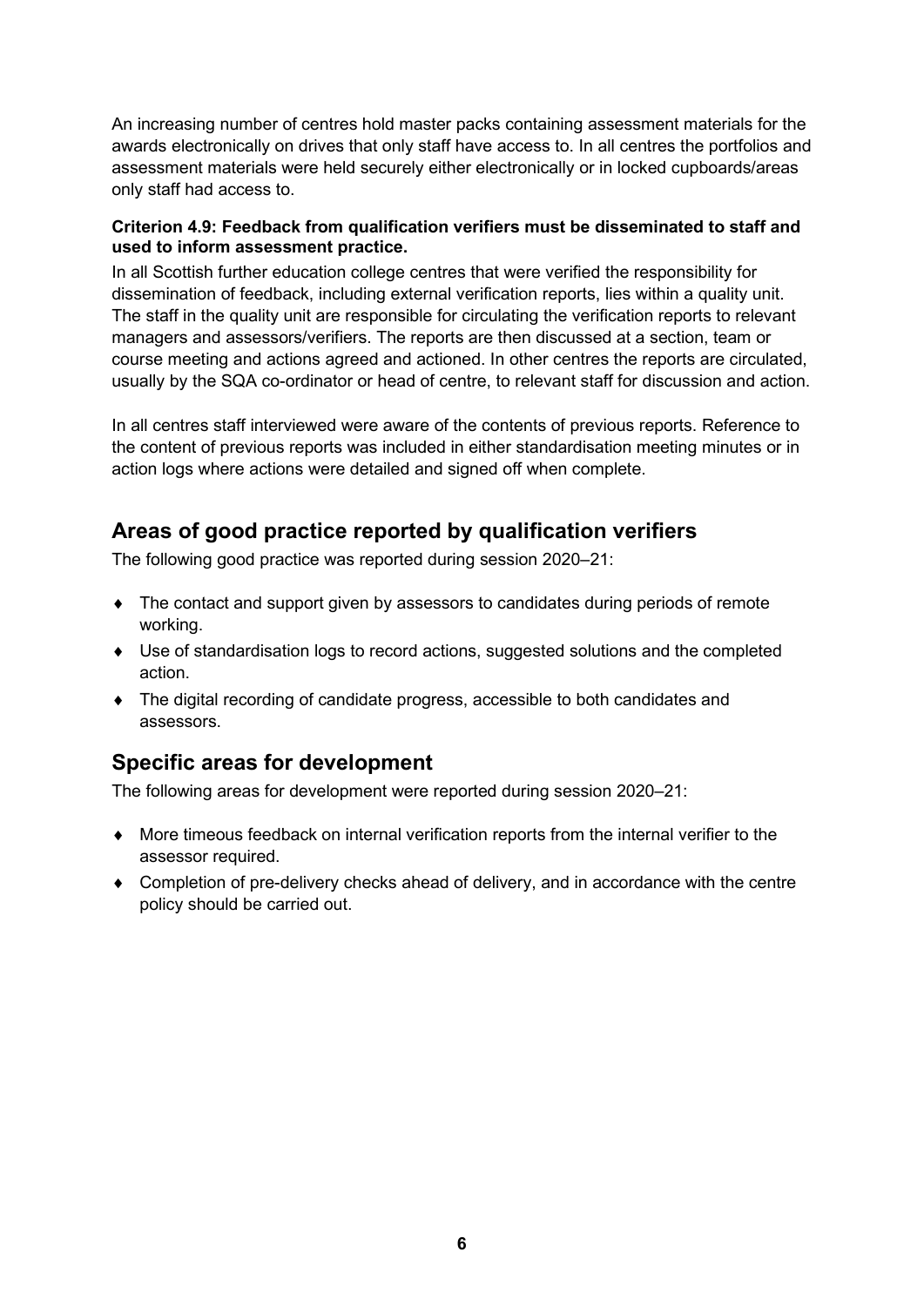An increasing number of centres hold master packs containing assessment materials for the awards electronically on drives that only staff have access to. In all centres the portfolios and assessment materials were held securely either electronically or in locked cupboards/areas only staff had access to.

**Criterion 4.9: Feedback from qualification verifiers must be disseminated to staff and used to inform assessment practice.**

In all Scottish further education college centres that were verified the responsibility for dissemination of feedback, including external verification reports, lies within a quality unit. The staff in the quality unit are responsible for circulating the verification reports to relevant managers and assessors/verifiers. The reports are then discussed at a section, team or course meeting and actions agreed and actioned. In other centres the reports are circulated, usually by the SQA co-ordinator or head of centre, to relevant staff for discussion and action.

In all centres staff interviewed were aware of the contents of previous reports. Reference to the content of previous reports was included in either standardisation meeting minutes or in action logs where actions were detailed and signed off when complete.

## Areas of good practice reported by qualification verifiers

The following good practice was reported during session 2020–21:

- The contact and support given by assessors to candidates during periods of remote working.
- Use of standardisation logs to record actions, suggested solutions and the completed action.
- The digital recording of candidate progress, accessible to both candidates and assessors.

## Specific areas for development

The following areas for development were reported during session 2020–21:

- More timeous feedback on internal verification reports from the internal verifier to the assessor required.
- Completion of pre-delivery checks ahead of delivery, and in accordance with the centre policy should be carried out.